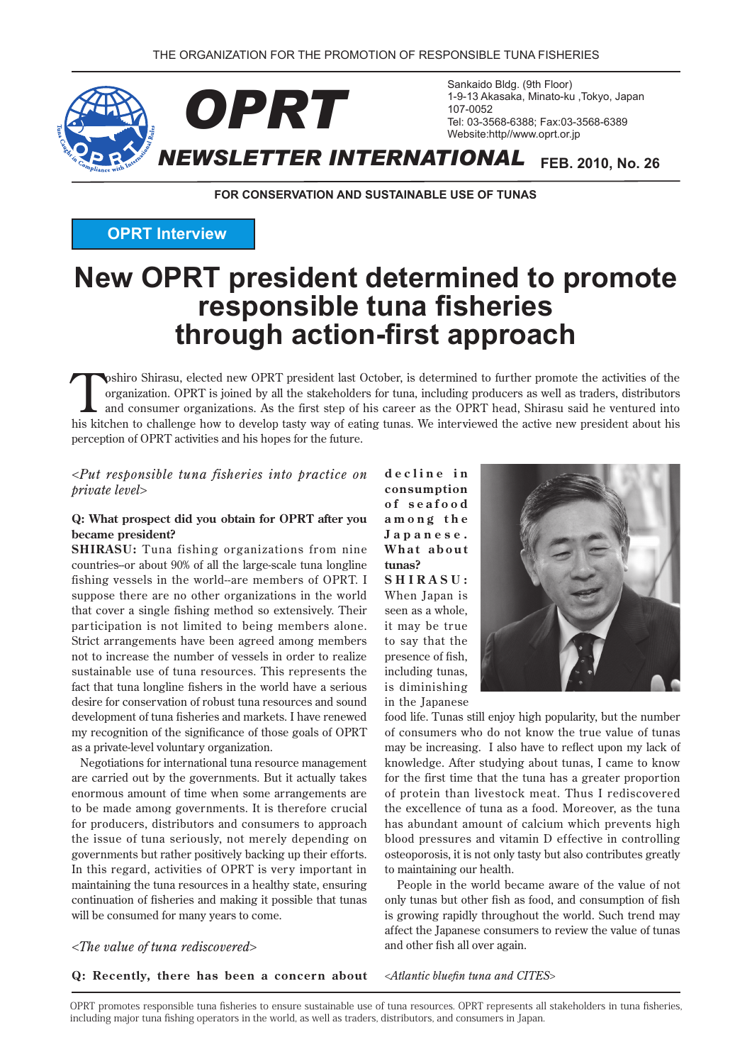THE ORGANIZATION FOR THE PROMOTION OF RESPONSIBLE TUNA FISHERIES

# OPRT

## NEWSLETTER INTERNATIONAL

FEB. 2010, No. 26

Sankaido Bldg. (9th Floor)
1-9-13 Akasaka, Minato-ku ,Tokyo, Japan
107-0052
Tel: 03-3568-6388; Fax:03-3568-6389
Website:http//www.oprt.or.jp

FOR CONSERVATION AND SUSTAINABLE USE OF TUNAS

**OPRT Interview**

# New OPRT president determined to promote responsible tuna fisheries through action-first approach

Toshiro Shirasu, elected new OPRT president last October, is determined to further promote the activities of the organization. OPRT is joined by all the stakeholders for tuna, including producers as well as traders, distributors and consumer organizations. As the first step of his career as the OPRT head, Shirasu said he ventured into his kitchen to challenge how to develop tasty way of eating tunas. We interviewed the active new president about his perception of OPRT activities and his hopes for the future.

*<Put responsible tuna fisheries into practice on private level>*

**Q: What prospect did you obtain for OPRT after you became president?**

**SHIRASU:** Tuna fishing organizations from nine countries–or about 90% of all the large-scale tuna longline fishing vessels in the world--are members of OPRT. I suppose there are no other organizations in the world that cover a single fishing method so extensively. Their participation is not limited to being members alone. Strict arrangements have been agreed among members not to increase the number of vessels in order to realize sustainable use of tuna resources. This represents the fact that tuna longline fishers in the world have a serious desire for conservation of robust tuna resources and sound development of tuna fisheries and markets. I have renewed my recognition of the significance of those goals of OPRT as a private-level voluntary organization.

Negotiations for international tuna resource management are carried out by the governments. But it actually takes enormous amount of time when some arrangements are to be made among governments. It is therefore crucial for producers, distributors and consumers to approach the issue of tuna seriously, not merely depending on governments but rather positively backing up their efforts. In this regard, activities of OPRT is very important in maintaining the tuna resources in a healthy state, ensuring continuation of fisheries and making it possible that tunas will be consumed for many years to come.

*<The value of tuna rediscovered>*

**Q: Recently, there has been a concern about decline in consumption of seafood among the Japanese. What about tunas?**

**SHIRASU:** When Japan is seen as a whole, it may be true to say that the presence of fish, including tunas, is diminishing in the Japanese food life. Tunas still enjoy high popularity, but the number of consumers who do not know the true value of tunas may be increasing. I also have to reflect upon my lack of knowledge. After studying about tunas, I came to know for the first time that the tuna has a greater proportion of protein than livestock meat. Thus I rediscovered the excellence of tuna as a food. Moreover, as the tuna has abundant amount of calcium which prevents high blood pressures and vitamin D effective in controlling osteoporosis, it is not only tasty but also contributes greatly to maintaining our health.

People in the world became aware of the value of not only tunas but other fish as food, and consumption of fish is growing rapidly throughout the world. Such trend may affect the Japanese consumers to review the value of tunas and other fish all over again.

*<Atlantic bluefin tuna and CITES>*

OPRT promotes responsible tuna fisheries to ensure sustainable use of tuna resources. OPRT represents all stakeholders in tuna fisheries, including major tuna fishing operators in the world, as well as traders, distributors, and consumers in Japan.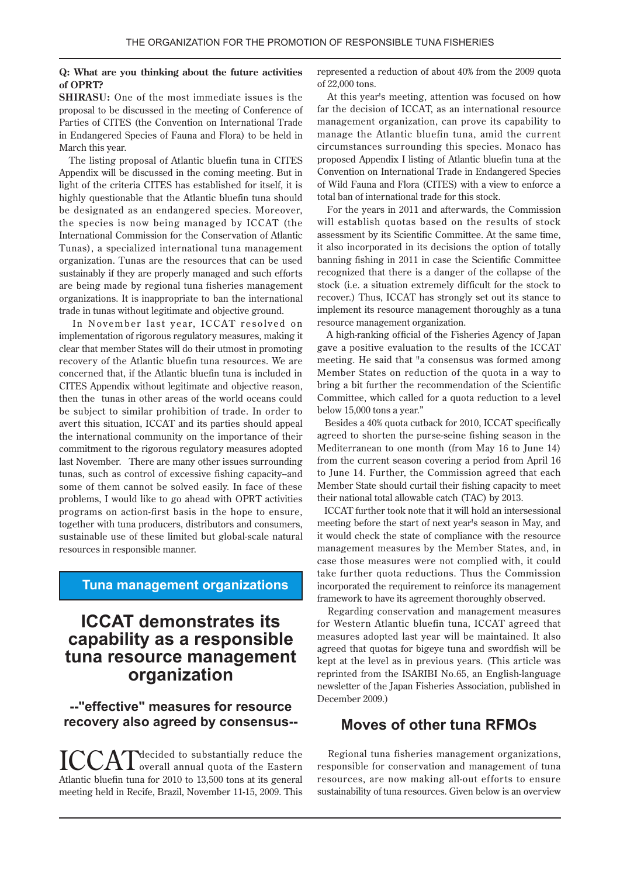**Q: What are you thinking about the future activities of OPRT?**

**SHIRASU:** One of the most immediate issues is the proposal to be discussed in the meeting of Conference of Parties of CITES (the Convention on International Trade in Endangered Species of Fauna and Flora) to be held in March this year.

The listing proposal of Atlantic bluefin tuna in CITES Appendix will be discussed in the coming meeting. But in light of the criteria CITES has established for itself, it is highly questionable that the Atlantic bluefin tuna should be designated as an endangered species. Moreover, the species is now being managed by ICCAT (the International Commission for the Conservation of Atlantic Tunas), a specialized international tuna management organization. Tunas are the resources that can be used sustainably if they are properly managed and such efforts are being made by regional tuna fisheries management organizations. It is inappropriate to ban the international trade in tunas without legitimate and objective ground.

In November last year, ICCAT resolved on implementation of rigorous regulatory measures, making it clear that member States will do their utmost in promoting recovery of the Atlantic bluefin tuna resources. We are concerned that, if the Atlantic bluefin tuna is included in CITES Appendix without legitimate and objective reason, then the tunas in other areas of the world oceans could be subject to similar prohibition of trade. In order to avert this situation, ICCAT and its parties should appeal the international community on the importance of their commitment to the rigorous regulatory measures adopted last November. There are many other issues surrounding tunas, such as control of excessive fishing capacity--and some of them cannot be solved easily. In face of these problems, I would like to go ahead with OPRT activities programs on action-first basis in the hope to ensure, together with tuna producers, distributors and consumers, sustainable use of these limited but global-scale natural resources in responsible manner.

## Tuna management organizations

# ICCAT demonstrates its capability as a responsible tuna resource management organization

### --"effective" measures for resource recovery also agreed by consensus--

ICCAT decided to substantially reduce the overall annual quota of the Eastern Atlantic bluefin tuna for 2010 to 13,500 tons at its general meeting held in Recife, Brazil, November 11-15, 2009. This represented a reduction of about 40% from the 2009 quota of 22,000 tons.

At this year's meeting, attention was focused on how far the decision of ICCAT, as an international resource management organization, can prove its capability to manage the Atlantic bluefin tuna, amid the current circumstances surrounding this species. Monaco has proposed Appendix I listing of Atlantic bluefin tuna at the Convention on International Trade in Endangered Species of Wild Fauna and Flora (CITES) with a view to enforce a total ban of international trade for this stock.

For the years in 2011 and afterwards, the Commission will establish quotas based on the results of stock assessment by its Scientific Committee. At the same time, it also incorporated in its decisions the option of totally banning fishing in 2011 in case the Scientific Committee recognized that there is a danger of the collapse of the stock (i.e. a situation extremely difficult for the stock to recover.) Thus, ICCAT has strongly set out its stance to implement its resource management thoroughly as a tuna resource management organization.

A high-ranking official of the Fisheries Agency of Japan gave a positive evaluation to the results of the ICCAT meeting. He said that "a consensus was formed among Member States on reduction of the quota in a way to bring a bit further the recommendation of the Scientific Committee, which called for a quota reduction to a level below 15,000 tons a year."

Besides a 40% quota cutback for 2010, ICCAT specifically agreed to shorten the purse-seine fishing season in the Mediterranean to one month (from May 16 to June 14) from the current season covering a period from April 16 to June 14. Further, the Commission agreed that each Member State should curtail their fishing capacity to meet their national total allowable catch (TAC) by 2013.

ICCAT further took note that it will hold an intersessional meeting before the start of next year's season in May, and it would check the state of compliance with the resource management measures by the Member States, and, in case those measures were not complied with, it could take further quota reductions. Thus the Commission incorporated the requirement to reinforce its management framework to have its agreement thoroughly observed.

Regarding conservation and management measures for Western Atlantic bluefin tuna, ICCAT agreed that measures adopted last year will be maintained. It also agreed that quotas for bigeye tuna and swordfish will be kept at the level as in previous years. (This article was reprinted from the ISARIBI No.65, an English-language newsletter of the Japan Fisheries Association, published in December 2009.)

## Moves of other tuna RFMOs

Regional tuna fisheries management organizations, responsible for conservation and management of tuna resources, are now making all-out efforts to ensure sustainability of tuna resources. Given below is an overview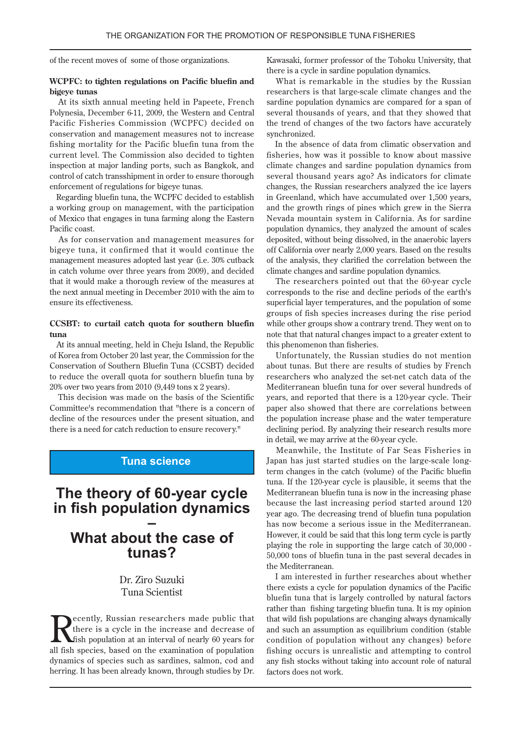of the recent moves of some of those organizations.

### WCPFC: to tighten regulations on Pacific bluefin and bigeye tunas

At its sixth annual meeting held in Papeete, French Polynesia, December 6-11, 2009, the Western and Central Pacific Fisheries Commission (WCPFC) decided on conservation and management measures not to increase fishing mortality for the Pacific bluefin tuna from the current level. The Commission also decided to tighten inspection at major landing ports, such as Bangkok, and control of catch transshipment in order to ensure thorough enforcement of regulations for bigeye tunas.

Regarding bluefin tuna, the WCPFC decided to establish a working group on management, with the participation of Mexico that engages in tuna farming along the Eastern Pacific coast.

As for conservation and management measures for bigeye tuna, it confirmed that it would continue the management measures adopted last year (i.e. 30% cutback in catch volume over three years from 2009), and decided that it would make a thorough review of the measures at the next annual meeting in December 2010 with the aim to ensure its effectiveness.

### CCSBT: to curtail catch quota for southern bluefin tuna

At its annual meeting, held in Cheju Island, the Republic of Korea from October 20 last year, the Commission for the Conservation of Southern Bluefin Tuna (CCSBT) decided to reduce the overall quota for southern bluefin tuna by 20% over two years from 2010 (9,449 tons x 2 years).

This decision was made on the basis of the Scientific Committee's recommendation that "there is a concern of decline of the resources under the present situation, and there is a need for catch reduction to ensure recovery."

## Tuna science

# The theory of 60-year cycle in fish population dynamics – What about the case of tunas?

Dr. Ziro Suzuki
Tuna Scientist

Recently, Russian researchers made public that there is a cycle in the increase and decrease of fish population at an interval of nearly 60 years for all fish species, based on the examination of population dynamics of species such as sardines, salmon, cod and herring. It has been already known, through studies by Dr. Kawasaki, former professor of the Tohoku University, that there is a cycle in sardine population dynamics.

What is remarkable in the studies by the Russian researchers is that large-scale climate changes and the sardine population dynamics are compared for a span of several thousands of years, and that they showed that the trend of changes of the two factors have accurately synchronized.

In the absence of data from climatic observation and fisheries, how was it possible to know about massive climate changes and sardine population dynamics from several thousand years ago? As indicators for climate changes, the Russian researchers analyzed the ice layers in Greenland, which have accumulated over 1,500 years, and the growth rings of pines which grew in the Sierra Nevada mountain system in California. As for sardine population dynamics, they analyzed the amount of scales deposited, without being dissolved, in the anaerobic layers off California over nearly 2,000 years. Based on the results of the analysis, they clarified the correlation between the climate changes and sardine population dynamics.

The researchers pointed out that the 60-year cycle corresponds to the rise and decline periods of the earth's superficial layer temperatures, and the population of some groups of fish species increases during the rise period while other groups show a contrary trend. They went on to note that that natural changes impact to a greater extent to this phenomenon than fisheries.

Unfortunately, the Russian studies do not mention about tunas. But there are results of studies by French researchers who analyzed the set-net catch data of the Mediterranean bluefin tuna for over several hundreds of years, and reported that there is a 120-year cycle. Their paper also showed that there are correlations between the population increase phase and the water temperature declining period. By analyzing their research results more in detail, we may arrive at the 60-year cycle.

Meanwhile, the Institute of Far Seas Fisheries in Japan has just started studies on the large-scale long-term changes in the catch (volume) of the Pacific bluefin tuna. If the 120-year cycle is plausible, it seems that the Mediterranean bluefin tuna is now in the increasing phase because the last increasing period started around 120 year ago. The decreasing trend of bluefin tuna population has now become a serious issue in the Mediterranean. However, it could be said that this long term cycle is partly playing the role in supporting the large catch of 30,000 - 50,000 tons of bluefin tuna in the past several decades in the Mediterranean.

I am interested in further researches about whether there exists a cycle for population dynamics of the Pacific bluefin tuna that is largely controlled by natural factors rather than fishing targeting bluefin tuna. It is my opinion that wild fish populations are changing always dynamically and such an assumption as equilibrium condition (stable condition of population without any changes) before fishing occurs is unrealistic and attempting to control any fish stocks without taking into account role of natural factors does not work.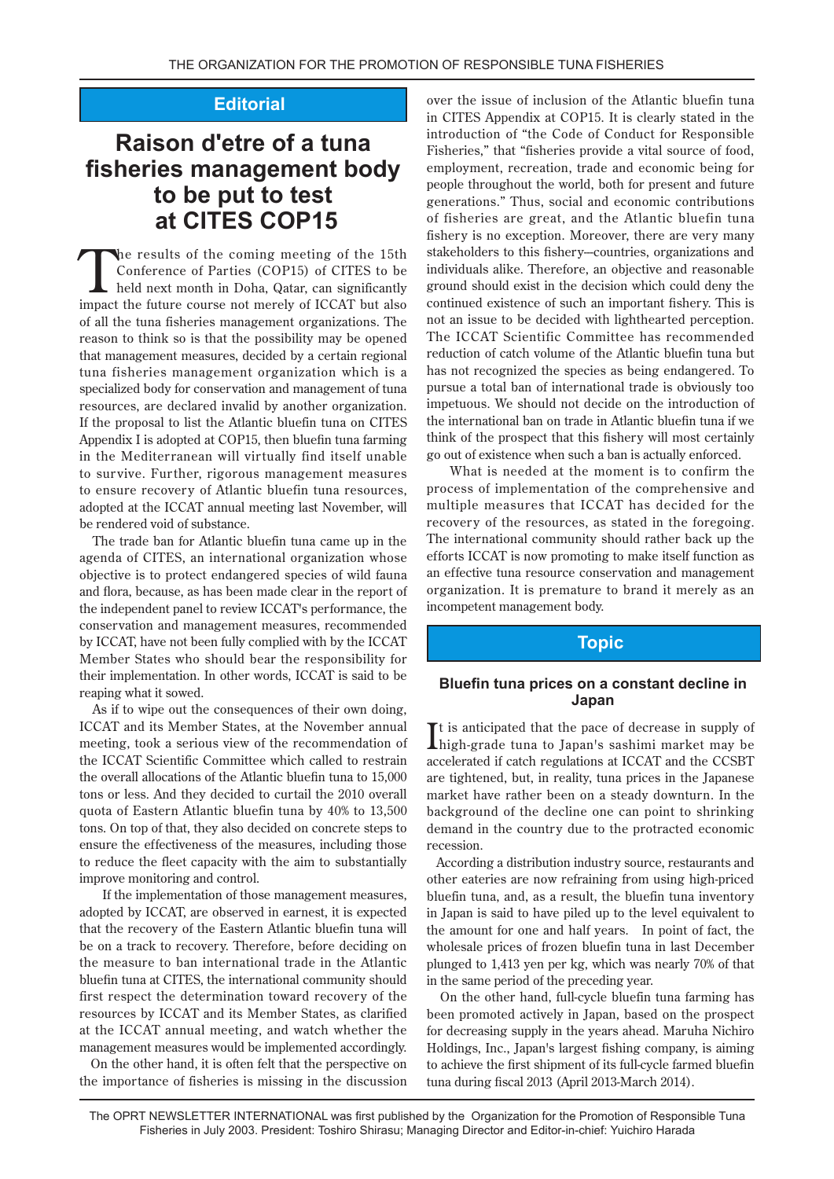## Editorial

# Raison d'etre of a tuna fisheries management body to be put to test at CITES COP15

The results of the coming meeting of the 15th Conference of Parties (COP15) of CITES to be held next month in Doha, Qatar, can significantly impact the future course not merely of ICCAT but also of all the tuna fisheries management organizations. The reason to think so is that the possibility may be opened that management measures, decided by a certain regional tuna fisheries management organization which is a specialized body for conservation and management of tuna resources, are declared invalid by another organization. If the proposal to list the Atlantic bluefin tuna on CITES Appendix I is adopted at COP15, then bluefin tuna farming in the Mediterranean will virtually find itself unable to survive. Further, rigorous management measures to ensure recovery of Atlantic bluefin tuna resources, adopted at the ICCAT annual meeting last November, will be rendered void of substance.

The trade ban for Atlantic bluefin tuna came up in the agenda of CITES, an international organization whose objective is to protect endangered species of wild fauna and flora, because, as has been made clear in the report of the independent panel to review ICCAT's performance, the conservation and management measures, recommended by ICCAT, have not been fully complied with by the ICCAT Member States who should bear the responsibility for their implementation. In other words, ICCAT is said to be reaping what it sowed.

As if to wipe out the consequences of their own doing, ICCAT and its Member States, at the November annual meeting, took a serious view of the recommendation of the ICCAT Scientific Committee which called to restrain the overall allocations of the Atlantic bluefin tuna to 15,000 tons or less. And they decided to curtail the 2010 overall quota of Eastern Atlantic bluefin tuna by 40% to 13,500 tons. On top of that, they also decided on concrete steps to ensure the effectiveness of the measures, including those to reduce the fleet capacity with the aim to substantially improve monitoring and control.

If the implementation of those management measures, adopted by ICCAT, are observed in earnest, it is expected that the recovery of the Eastern Atlantic bluefin tuna will be on a track to recovery. Therefore, before deciding on the measure to ban international trade in the Atlantic bluefin tuna at CITES, the international community should first respect the determination toward recovery of the resources by ICCAT and its Member States, as clarified at the ICCAT annual meeting, and watch whether the management measures would be implemented accordingly.

On the other hand, it is often felt that the perspective on the importance of fisheries is missing in the discussion over the issue of inclusion of the Atlantic bluefin tuna in CITES Appendix at COP15. It is clearly stated in the introduction of "the Code of Conduct for Responsible Fisheries," that "fisheries provide a vital source of food, employment, recreation, trade and economic being for people throughout the world, both for present and future generations." Thus, social and economic contributions of fisheries are great, and the Atlantic bluefin tuna fishery is no exception. Moreover, there are very many stakeholders to this fishery--countries, organizations and individuals alike. Therefore, an objective and reasonable ground should exist in the decision which could deny the continued existence of such an important fishery. This is not an issue to be decided with lighthearted perception. The ICCAT Scientific Committee has recommended reduction of catch volume of the Atlantic bluefin tuna but has not recognized the species as being endangered. To pursue a total ban of international trade is obviously too impetuous. We should not decide on the introduction of the international ban on trade in Atlantic bluefin tuna if we think of the prospect that this fishery will most certainly go out of existence when such a ban is actually enforced.

What is needed at the moment is to confirm the process of implementation of the comprehensive and multiple measures that ICCAT has decided for the recovery of the resources, as stated in the foregoing. The international community should rather back up the efforts ICCAT is now promoting to make itself function as an effective tuna resource conservation and management organization. It is premature to brand it merely as an incompetent management body.

## Topic

### Bluefin tuna prices on a constant decline in Japan

It is anticipated that the pace of decrease in supply of high-grade tuna to Japan's sashimi market may be accelerated if catch regulations at ICCAT and the CCSBT are tightened, but, in reality, tuna prices in the Japanese market have rather been on a steady downturn. In the background of the decline one can point to shrinking demand in the country due to the protracted economic recession.

According a distribution industry source, restaurants and other eateries are now refraining from using high-priced bluefin tuna, and, as a result, the bluefin tuna inventory in Japan is said to have piled up to the level equivalent to the amount for one and half years. In point of fact, the wholesale prices of frozen bluefin tuna in last December plunged to 1,413 yen per kg, which was nearly 70% of that in the same period of the preceding year.

On the other hand, full-cycle bluefin tuna farming has been promoted actively in Japan, based on the prospect for decreasing supply in the years ahead. Maruha Nichiro Holdings, Inc., Japan's largest fishing company, is aiming to achieve the first shipment of its full-cycle farmed bluefin tuna during fiscal 2013 (April 2013-March 2014).

The OPRT NEWSLETTER INTERNATIONAL was first published by the Organization for the Promotion of Responsible Tuna Fisheries in July 2003. President: Toshiro Shirasu; Managing Director and Editor-in-chief: Yuichiro Harada